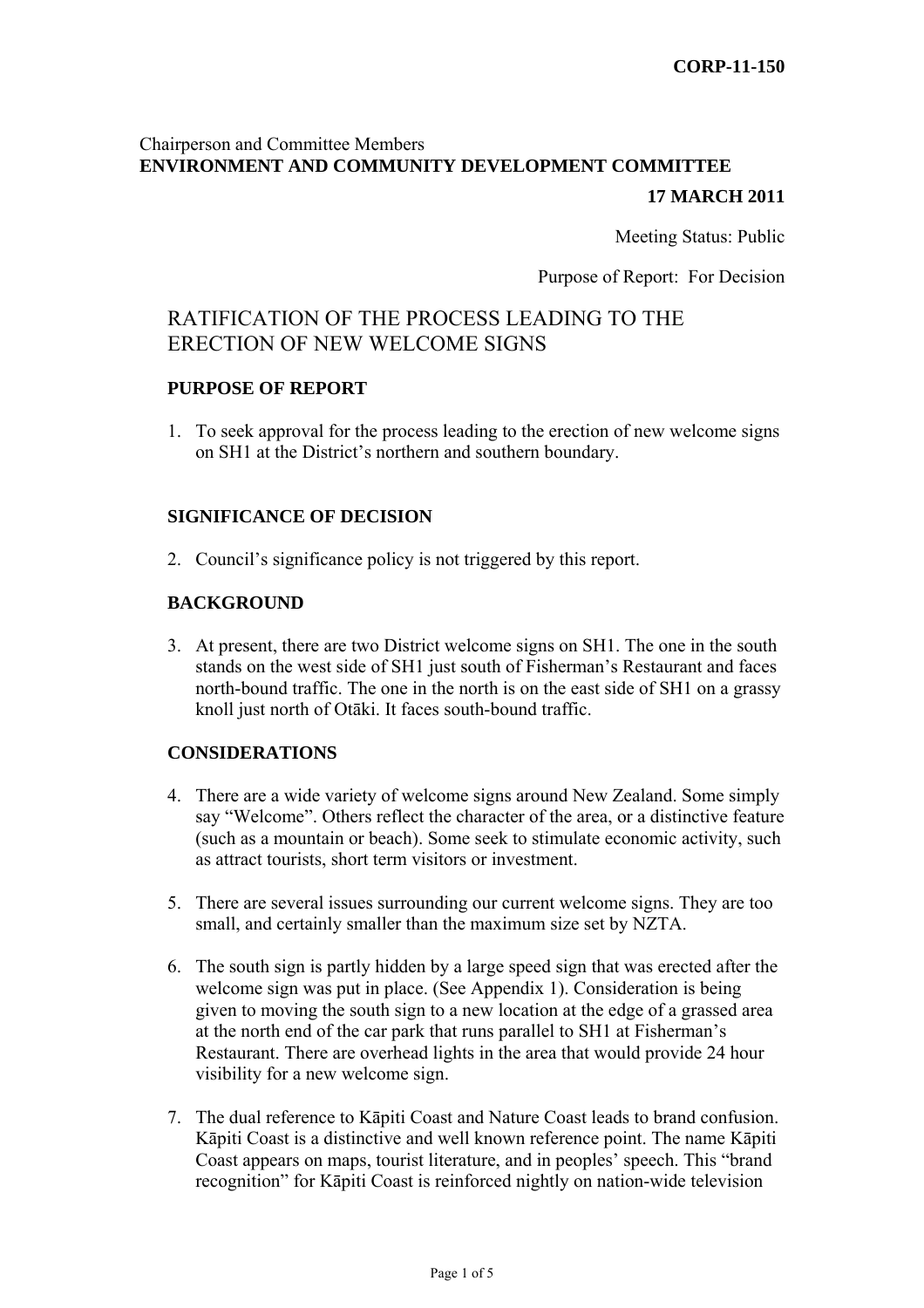**CORP-11-150**

Chairperson and Committee Members
**ENVIRONMENT AND COMMUNITY DEVELOPMENT COMMITTEE**

**17 MARCH 2011**

Meeting Status: Public

Purpose of Report: For Decision

# RATIFICATION OF THE PROCESS LEADING TO THE ERECTION OF NEW WELCOME SIGNS

## PURPOSE OF REPORT

1. To seek approval for the process leading to the erection of new welcome signs on SH1 at the District's northern and southern boundary.

## SIGNIFICANCE OF DECISION

2. Council's significance policy is not triggered by this report.

## BACKGROUND

3. At present, there are two District welcome signs on SH1. The one in the south stands on the west side of SH1 just south of Fisherman's Restaurant and faces north-bound traffic. The one in the north is on the east side of SH1 on a grassy knoll just north of Otāki. It faces south-bound traffic.

## CONSIDERATIONS

4. There are a wide variety of welcome signs around New Zealand. Some simply say "Welcome". Others reflect the character of the area, or a distinctive feature (such as a mountain or beach). Some seek to stimulate economic activity, such as attract tourists, short term visitors or investment.

5. There are several issues surrounding our current welcome signs. They are too small, and certainly smaller than the maximum size set by NZTA.

6. The south sign is partly hidden by a large speed sign that was erected after the welcome sign was put in place. (See Appendix 1). Consideration is being given to moving the south sign to a new location at the edge of a grassed area at the north end of the car park that runs parallel to SH1 at Fisherman's Restaurant. There are overhead lights in the area that would provide 24 hour visibility for a new welcome sign.

7. The dual reference to Kāpiti Coast and Nature Coast leads to brand confusion. Kāpiti Coast is a distinctive and well known reference point. The name Kāpiti Coast appears on maps, tourist literature, and in peoples' speech. This "brand recognition" for Kāpiti Coast is reinforced nightly on nation-wide television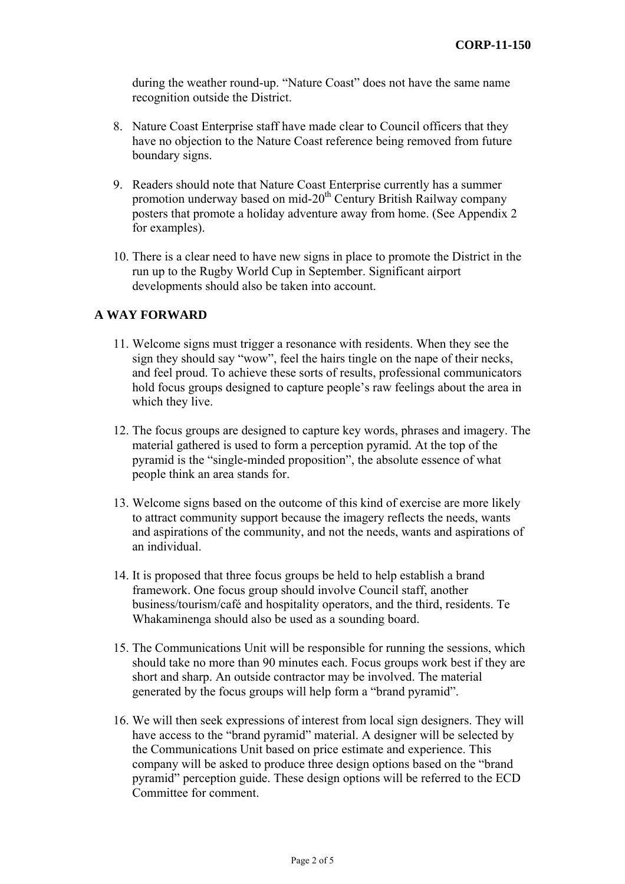during the weather round-up. “Nature Coast” does not have the same name recognition outside the District.

8. Nature Coast Enterprise staff have made clear to Council officers that they have no objection to the Nature Coast reference being removed from future boundary signs.

9. Readers should note that Nature Coast Enterprise currently has a summer promotion underway based on mid-20th Century British Railway company posters that promote a holiday adventure away from home. (See Appendix 2 for examples).

10. There is a clear need to have new signs in place to promote the District in the run up to the Rugby World Cup in September. Significant airport developments should also be taken into account.

## A WAY FORWARD

11. Welcome signs must trigger a resonance with residents. When they see the sign they should say “wow”, feel the hairs tingle on the nape of their necks, and feel proud. To achieve these sorts of results, professional communicators hold focus groups designed to capture people’s raw feelings about the area in which they live.

12. The focus groups are designed to capture key words, phrases and imagery. The material gathered is used to form a perception pyramid. At the top of the pyramid is the “single-minded proposition”, the absolute essence of what people think an area stands for.

13. Welcome signs based on the outcome of this kind of exercise are more likely to attract community support because the imagery reflects the needs, wants and aspirations of the community, and not the needs, wants and aspirations of an individual.

14. It is proposed that three focus groups be held to help establish a brand framework. One focus group should involve Council staff, another business/tourism/café and hospitality operators, and the third, residents. Te Whakaminenga should also be used as a sounding board.

15. The Communications Unit will be responsible for running the sessions, which should take no more than 90 minutes each. Focus groups work best if they are short and sharp. An outside contractor may be involved. The material generated by the focus groups will help form a “brand pyramid”.

16. We will then seek expressions of interest from local sign designers. They will have access to the “brand pyramid” material. A designer will be selected by the Communications Unit based on price estimate and experience. This company will be asked to produce three design options based on the “brand pyramid” perception guide. These design options will be referred to the ECD Committee for comment.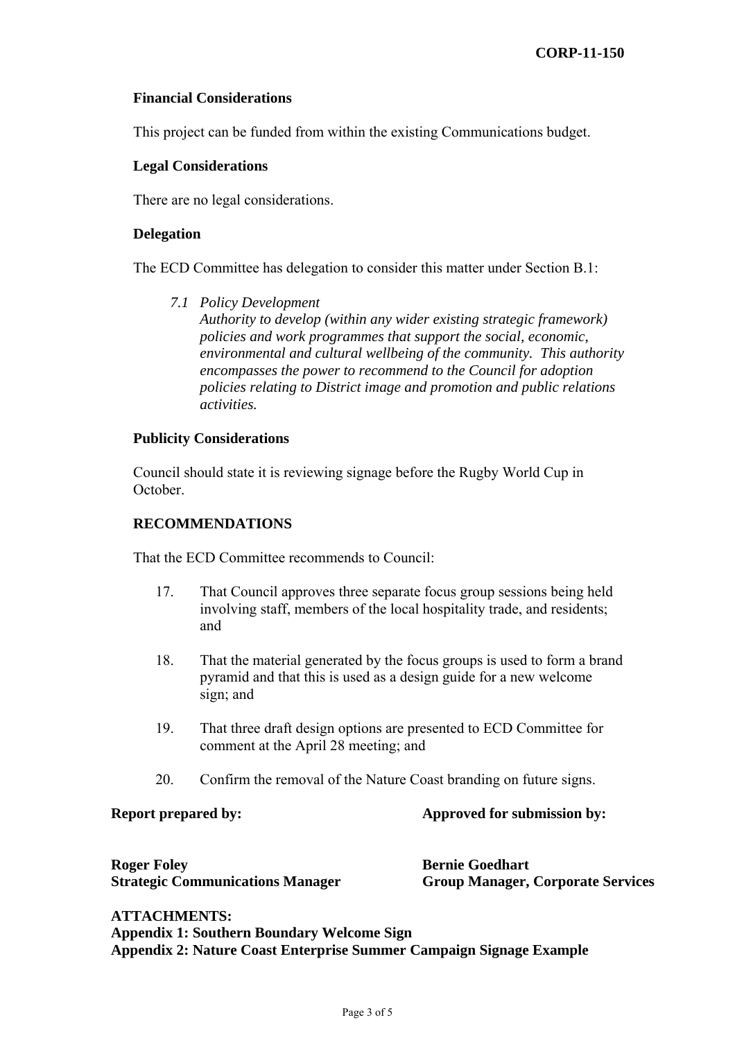### Financial Considerations

This project can be funded from within the existing Communications budget.

### Legal Considerations

There are no legal considerations.

### Delegation

The ECD Committee has delegation to consider this matter under Section B.1:

> *7.1 Policy Development*
> *Authority to develop (within any wider existing strategic framework) policies and work programmes that support the social, economic, environmental and cultural wellbeing of the community. This authority encompasses the power to recommend to the Council for adoption policies relating to District image and promotion and public relations activities.*

### Publicity Considerations

Council should state it is reviewing signage before the Rugby World Cup in October.

### RECOMMENDATIONS

That the ECD Committee recommends to Council:

17. That Council approves three separate focus group sessions being held involving staff, members of the local hospitality trade, and residents; and

18. That the material generated by the focus groups is used to form a brand pyramid and that this is used as a design guide for a new welcome sign; and

19. That three draft design options are presented to ECD Committee for comment at the April 28 meeting; and

20. Confirm the removal of the Nature Coast branding on future signs.

| **Report prepared by:** | **Approved for submission by:** |
|---|---|
| **Roger Foley** | **Bernie Goedhart** |
| **Strategic Communications Manager** | **Group Manager, Corporate Services** |

**ATTACHMENTS:**
**Appendix 1: Southern Boundary Welcome Sign**
**Appendix 2: Nature Coast Enterprise Summer Campaign Signage Example**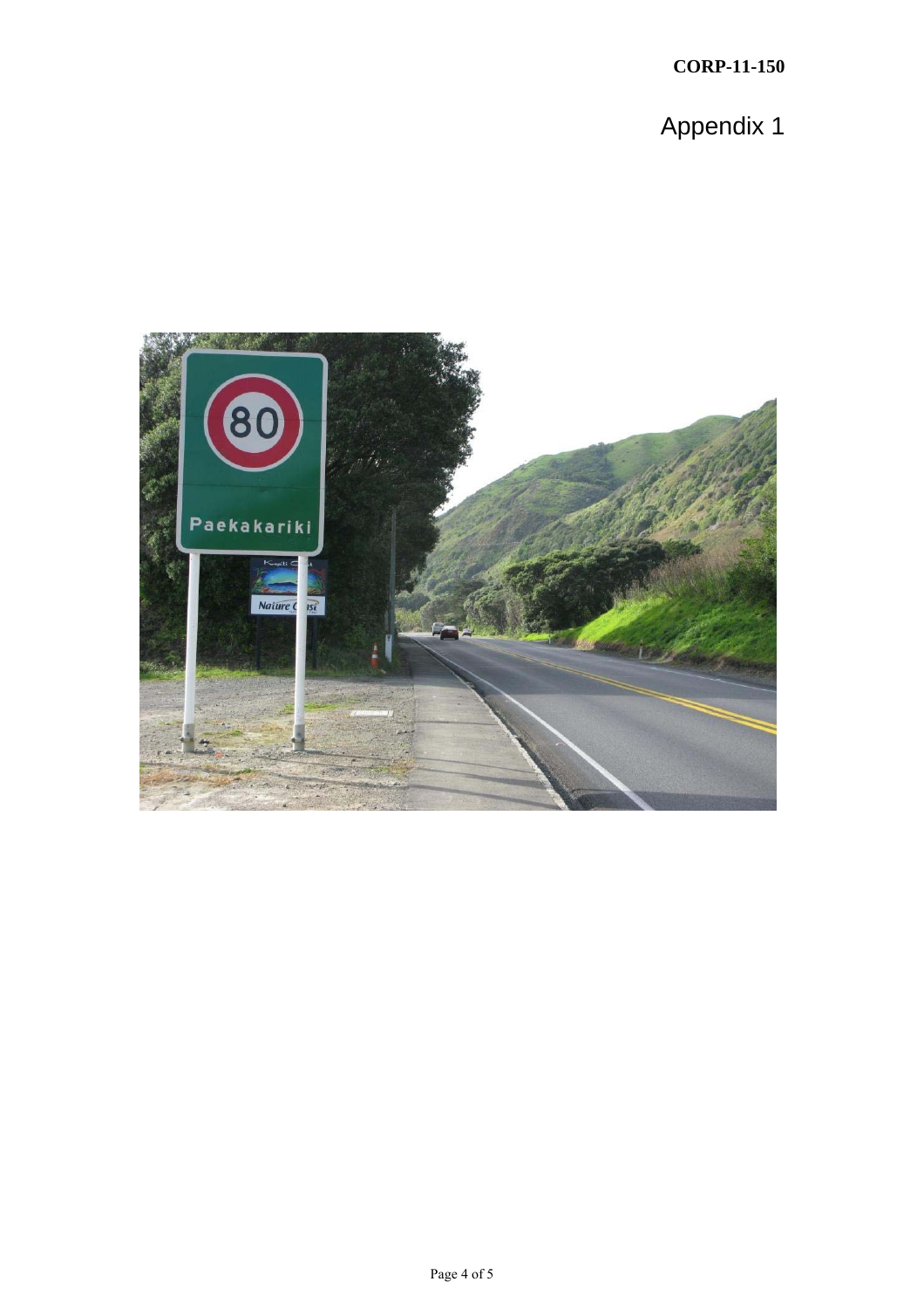CORP-11-150

# Appendix 1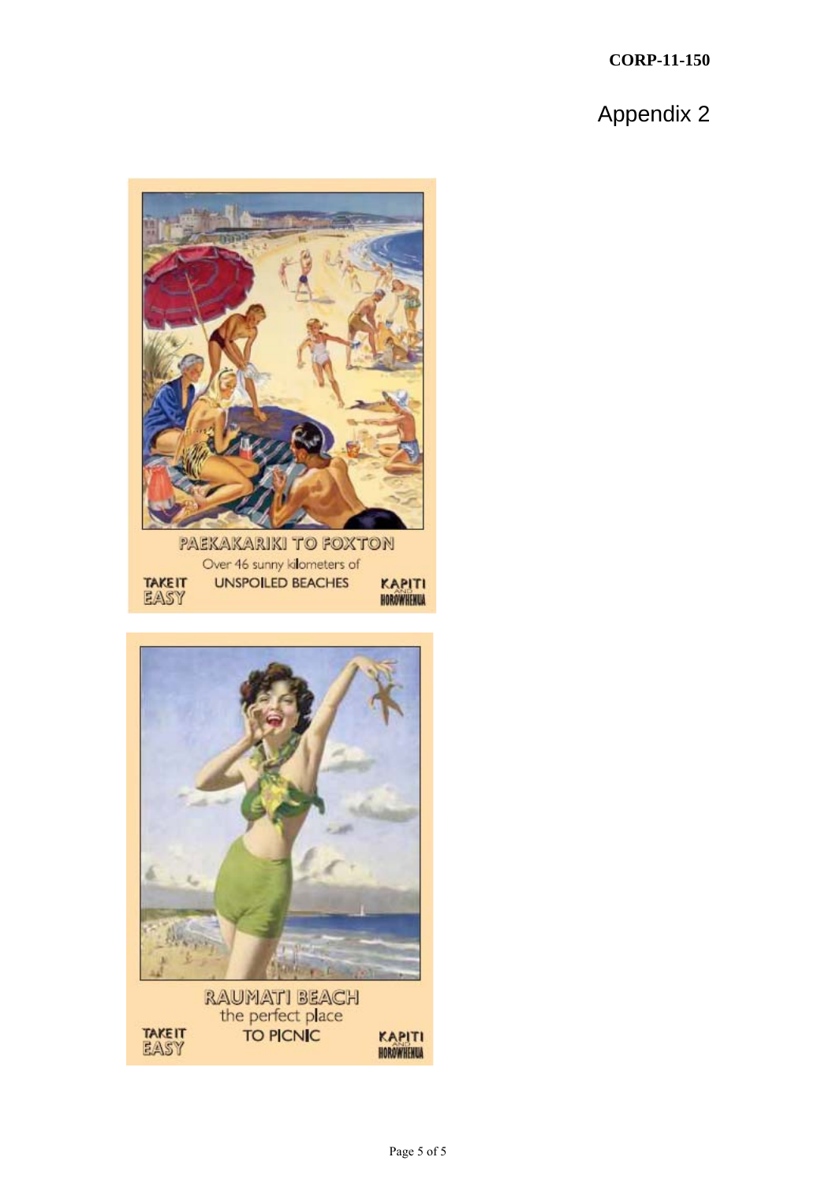# Appendix 2

PAEKAKARIKI TO FOXTON

Over 46 sunny kilometers of

UNSPOILED BEACHES

TAKE IT EASY

KAPITI AND HOROWHENUA

RAUMATI BEACH

the perfect place

TO PICNIC

TAKE IT EASY

KAPITI AND HOROWHENUA